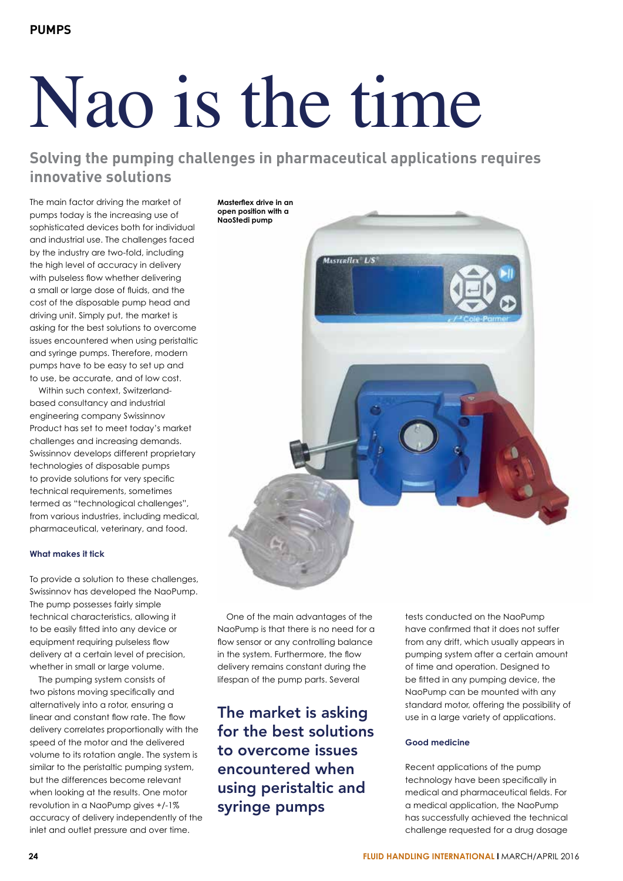# Nao is the time

## Solving the pumping challenges in pharmaceutical applications requires innovative solutions

The main factor driving the market of pumps today is the increasing use of sophisticated devices both for individual and industrial use. The challenges faced by the industry are two-fold, including the high level of accuracy in delivery with pulseless flow whether delivering a small or large dose of fluids, and the cost of the disposable pump head and driving unit. Simply put, the market is asking for the best solutions to overcome issues encountered when using peristaltic and syringe pumps. Therefore, modern pumps have to be easy to set up and to use, be accurate, and of low cost.

Within such context, Switzerland-based consultancy and industrial engineering company Swissinnov Product has set to meet today's market challenges and increasing demands. Swissinnov develops different proprietary technologies of disposable pumps to provide solutions for very specific technical requirements, sometimes termed as "technological challenges", from various industries, including medical, pharmaceutical, veterinary, and food.

### What makes it tick

To provide a solution to these challenges, Swissinnov has developed the NaoPump. The pump possesses fairly simple technical characteristics, allowing it to be easily fitted into any device or equipment requiring pulseless flow delivery at a certain level of precision, whether in small or large volume.

The pumping system consists of two pistons moving specifically and alternatively into a rotor, ensuring a linear and constant flow rate. The flow delivery correlates proportionally with the speed of the motor and the delivered volume to its rotation angle. The system is similar to the peristaltic pumping system, but the differences become relevant when looking at the results. One motor revolution in a NaoPump gives +/-1% accuracy of delivery independently of the inlet and outlet pressure and over time.

**Masterflex drive in an open position with a NaoStedi pump**

One of the main advantages of the NaoPump is that there is no need for a flow sensor or any controlling balance in the system. Furthermore, the flow delivery remains constant during the lifespan of the pump parts. Several tests conducted on the NaoPump have confirmed that it does not suffer from any drift, which usually appears in pumping system after a certain amount of time and operation. Designed to be fitted in any pumping device, the NaoPump can be mounted with any standard motor, offering the possibility of use in a large variety of applications.

> **The market is asking for the best solutions to overcome issues encountered when using peristaltic and syringe pumps**

### Good medicine

Recent applications of the pump technology have been specifically in medical and pharmaceutical fields. For a medical application, the NaoPump has successfully achieved the technical challenge requested for a drug dosage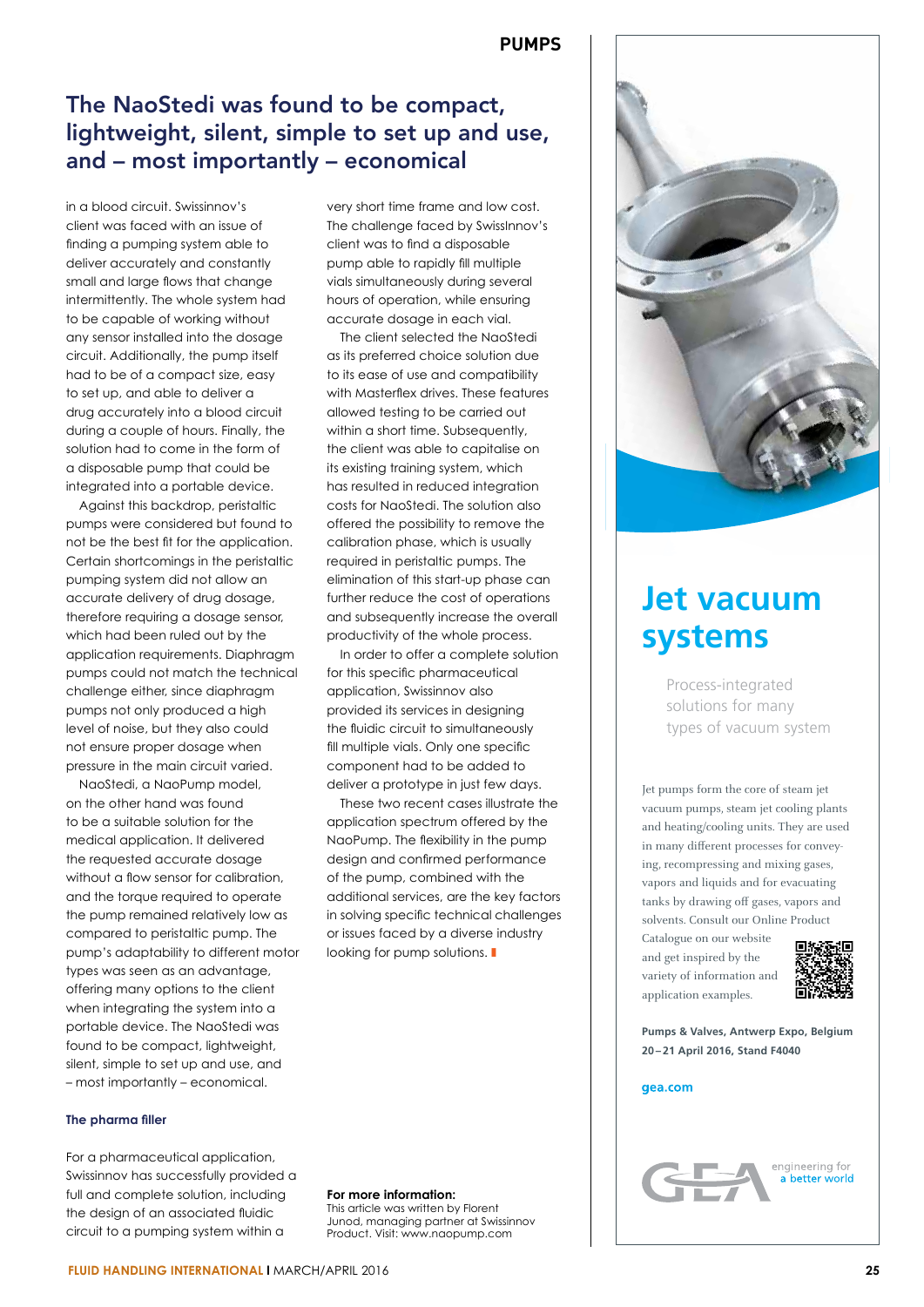## The NaoStedi was found to be compact, lightweight, silent, simple to set up and use, and – most importantly – economical

in a blood circuit. Swissinnov's client was faced with an issue of finding a pumping system able to deliver accurately and constantly small and large flows that change intermittently. The whole system had to be capable of working without any sensor installed into the dosage circuit. Additionally, the pump itself had to be of a compact size, easy to set up, and able to deliver a drug accurately into a blood circuit during a couple of hours. Finally, the solution had to come in the form of a disposable pump that could be integrated into a portable device.

Against this backdrop, peristaltic pumps were considered but found to not be the best fit for the application. Certain shortcomings in the peristaltic pumping system did not allow an accurate delivery of drug dosage, therefore requiring a dosage sensor, which had been ruled out by the application requirements. Diaphragm pumps could not match the technical challenge either, since diaphragm pumps not only produced a high level of noise, but they also could not ensure proper dosage when pressure in the main circuit varied.

NaoStedi, a NaoPump model, on the other hand was found to be a suitable solution for the medical application. It delivered the requested accurate dosage without a flow sensor for calibration, and the torque required to operate the pump remained relatively low as compared to peristaltic pump. The pump's adaptability to different motor types was seen as an advantage, offering many options to the client when integrating the system into a portable device. The NaoStedi was found to be compact, lightweight, silent, simple to set up and use, and – most importantly – economical.

### The pharma filler

For a pharmaceutical application, Swissinnov has successfully provided a full and complete solution, including the design of an associated fluidic circuit to a pumping system within a very short time frame and low cost. The challenge faced by SwissInnov's client was to find a disposable pump able to rapidly fill multiple vials simultaneously during several hours of operation, while ensuring accurate dosage in each vial.

The client selected the NaoStedi as its preferred choice solution due to its ease of use and compatibility with Masterflex drives. These features allowed testing to be carried out within a short time. Subsequently, the client was able to capitalise on its existing training system, which has resulted in reduced integration costs for NaoStedi. The solution also offered the possibility to remove the calibration phase, which is usually required in peristaltic pumps. The elimination of this start-up phase can further reduce the cost of operations and subsequently increase the overall productivity of the whole process.

In order to offer a complete solution for this specific pharmaceutical application, Swissinnov also provided its services in designing the fluidic circuit to simultaneously fill multiple vials. Only one specific component had to be added to deliver a prototype in just few days.

These two recent cases illustrate the application spectrum offered by the NaoPump. The flexibility in the pump design and confirmed performance of the pump, combined with the additional services, are the key factors in solving specific technical challenges or issues faced by a diverse industry looking for pump solutions.

**For more information:**
This article was written by Florent Junod, managing partner at Swissinnov Product. Visit: www.naopump.com

# Jet vacuum systems

Process-integrated solutions for many types of vacuum system

Jet pumps form the core of steam jet vacuum pumps, steam jet cooling plants and heating/cooling units. They are used in many different processes for conveying, recompressing and mixing gases, vapors and liquids and for evacuating tanks by drawing off gases, vapors and solvents. Consult our Online Product Catalogue on our website and get inspired by the variety of information and application examples.

**Pumps & Valves, Antwerp Expo, Belgium 20–21 April 2016, Stand F4040**

**gea.com**

GEA engineering for a better world